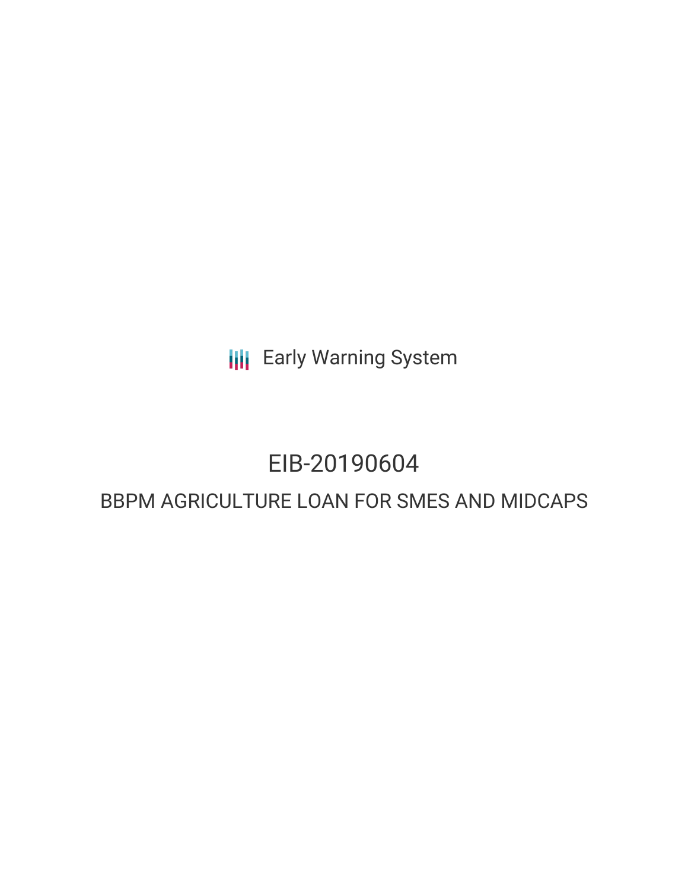Early Warning System

# EIB-20190604

## BBPM AGRICULTURE LOAN FOR SMES AND MIDCAPS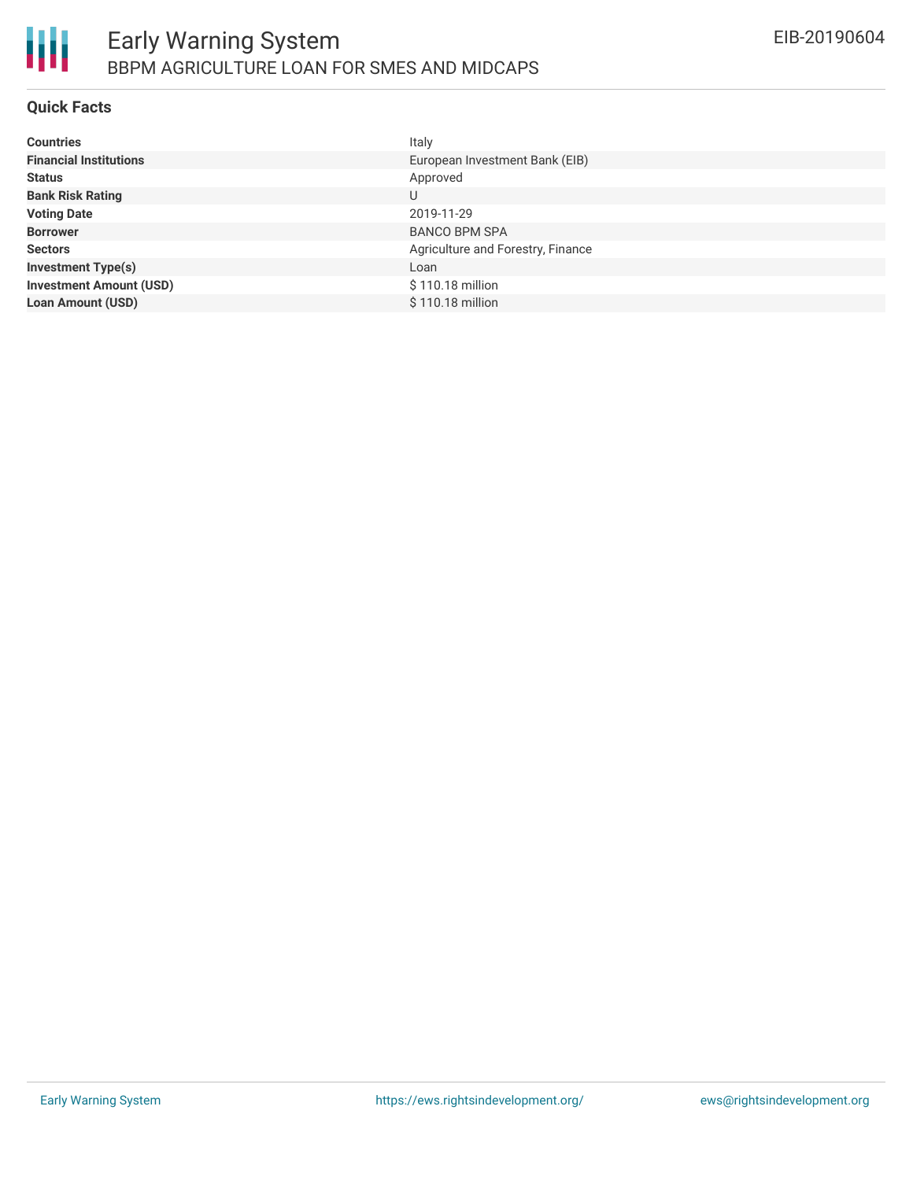# Early Warning System

## BBPM AGRICULTURE LOAN FOR SMES AND MIDCAPS

EIB-20190604

### Quick Facts

| | |
|---|---|
| **Countries** | Italy |
| **Financial Institutions** | European Investment Bank (EIB) |
| **Status** | Approved |
| **Bank Risk Rating** | U |
| **Voting Date** | 2019-11-29 |
| **Borrower** | BANCO BPM SPA |
| **Sectors** | Agriculture and Forestry, Finance |
| **Investment Type(s)** | Loan |
| **Investment Amount (USD)** | $ 110.18 million |
| **Loan Amount (USD)** | $ 110.18 million |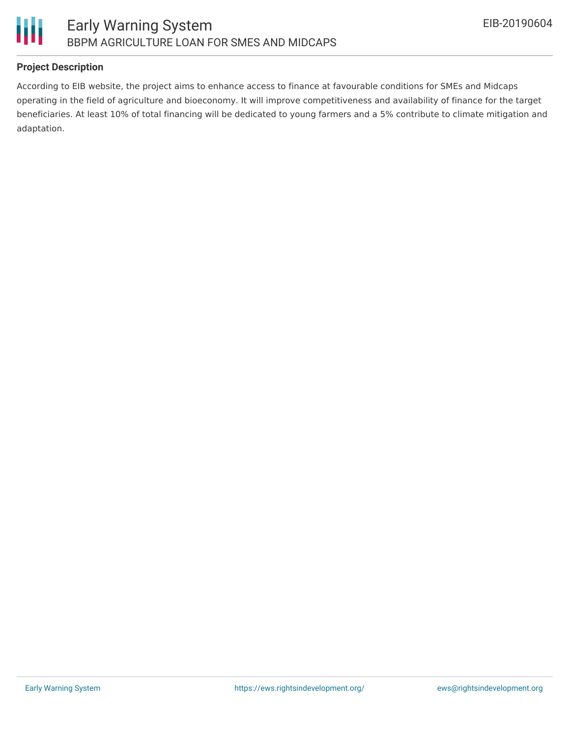## Project Description

According to EIB website, the project aims to enhance access to finance at favourable conditions for SMEs and Midcaps operating in the field of agriculture and bioeconomy. It will improve competitiveness and availability of finance for the target beneficiaries. At least 10% of total financing will be dedicated to young farmers and a 5% contribute to climate mitigation and adaptation.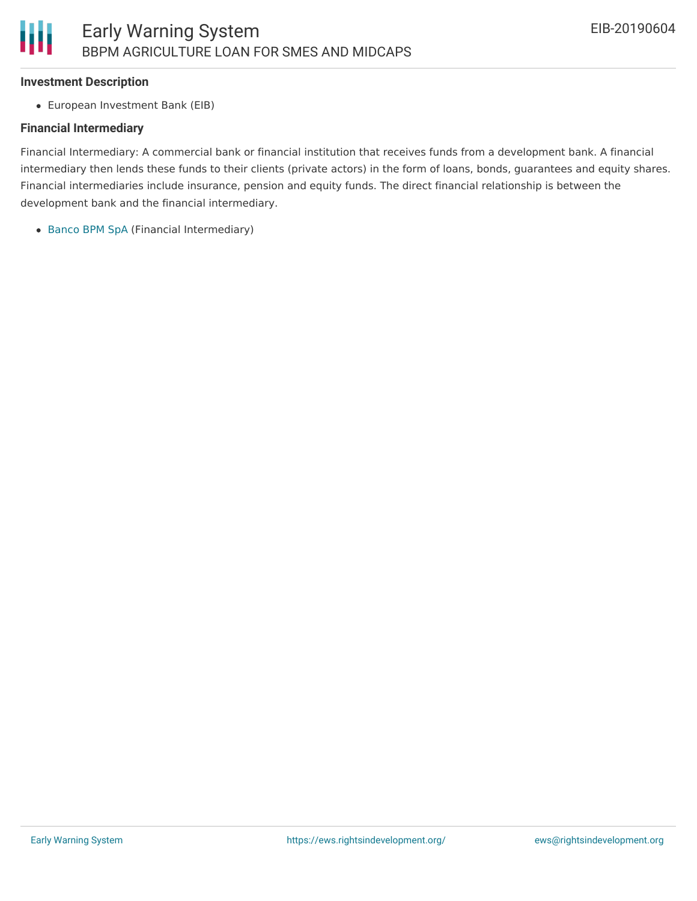### Investment Description

- European Investment Bank (EIB)

### Financial Intermediary

Financial Intermediary: A commercial bank or financial institution that receives funds from a development bank. A financial intermediary then lends these funds to their clients (private actors) in the form of loans, bonds, guarantees and equity shares. Financial intermediaries include insurance, pension and equity funds. The direct financial relationship is between the development bank and the financial intermediary.

- Banco BPM SpA (Financial Intermediary)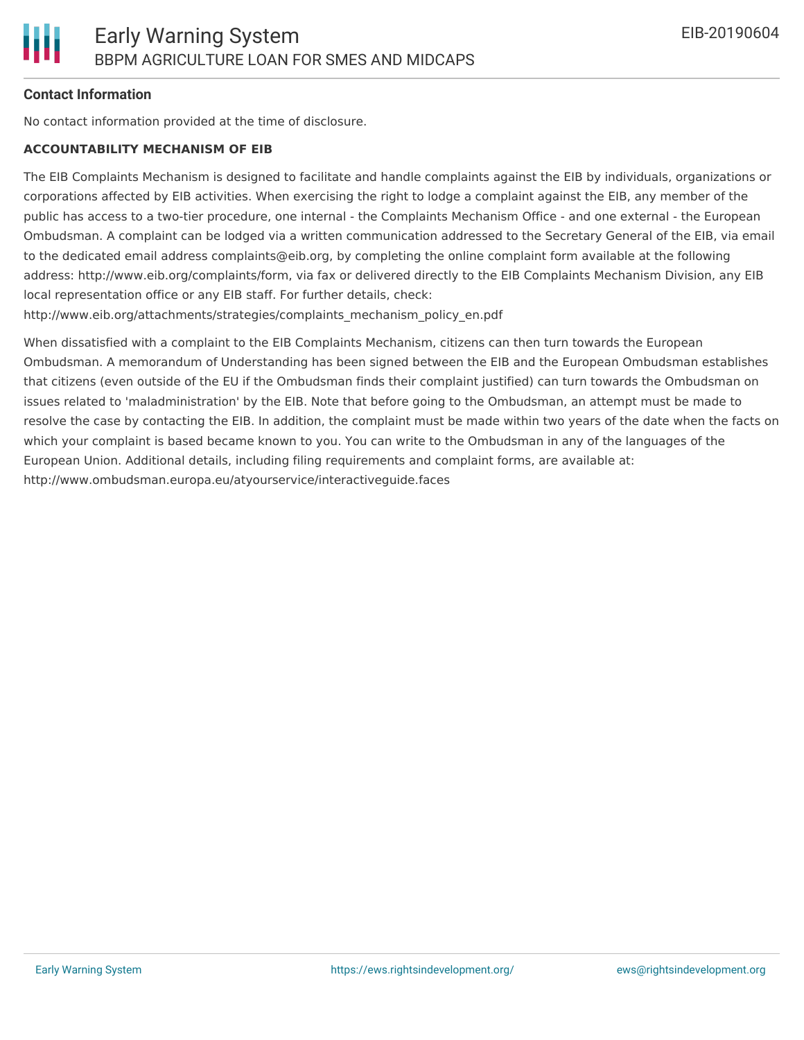### Contact Information

No contact information provided at the time of disclosure.

**ACCOUNTABILITY MECHANISM OF EIB**

The EIB Complaints Mechanism is designed to facilitate and handle complaints against the EIB by individuals, organizations or corporations affected by EIB activities. When exercising the right to lodge a complaint against the EIB, any member of the public has access to a two-tier procedure, one internal - the Complaints Mechanism Office - and one external - the European Ombudsman. A complaint can be lodged via a written communication addressed to the Secretary General of the EIB, via email to the dedicated email address complaints@eib.org, by completing the online complaint form available at the following address: http://www.eib.org/complaints/form, via fax or delivered directly to the EIB Complaints Mechanism Division, any EIB local representation office or any EIB staff. For further details, check: http://www.eib.org/attachments/strategies/complaints_mechanism_policy_en.pdf

When dissatisfied with a complaint to the EIB Complaints Mechanism, citizens can then turn towards the European Ombudsman. A memorandum of Understanding has been signed between the EIB and the European Ombudsman establishes that citizens (even outside of the EU if the Ombudsman finds their complaint justified) can turn towards the Ombudsman on issues related to 'maladministration' by the EIB. Note that before going to the Ombudsman, an attempt must be made to resolve the case by contacting the EIB. In addition, the complaint must be made within two years of the date when the facts on which your complaint is based became known to you. You can write to the Ombudsman in any of the languages of the European Union. Additional details, including filing requirements and complaint forms, are available at: http://www.ombudsman.europa.eu/atyourservice/interactiveguide.faces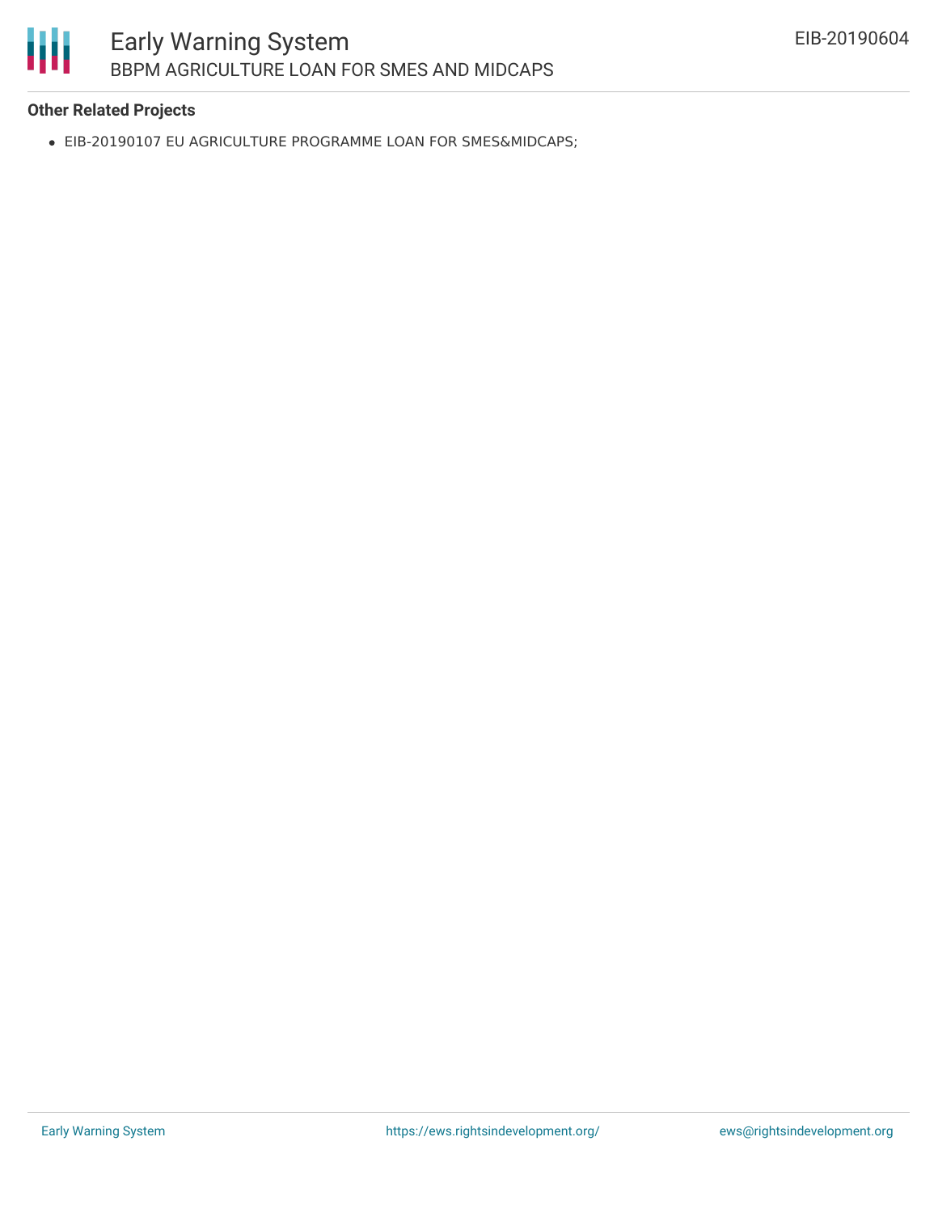**Other Related Projects**

- EIB-20190107 EU AGRICULTURE PROGRAMME LOAN FOR SMES&MIDCAPS;